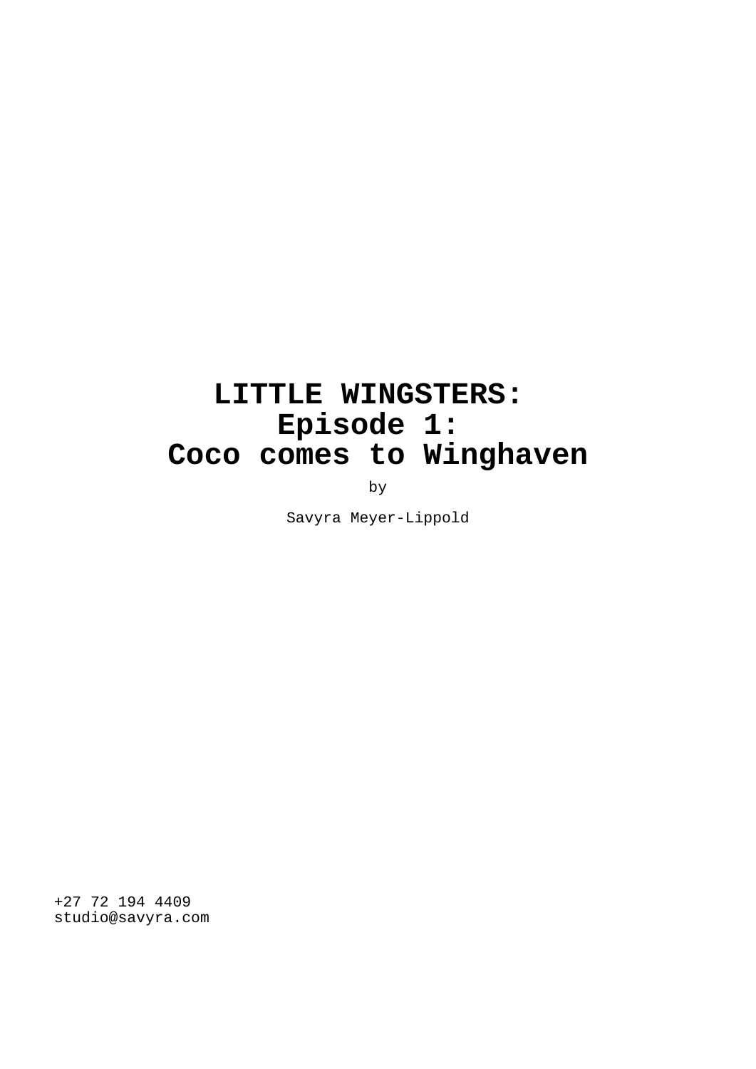# LITTLE WINGSTERS:
# Episode 1:
# Coco comes to Winghaven

by

Savyra Meyer-Lippold

+27 72 194 4409
studio@savyra.com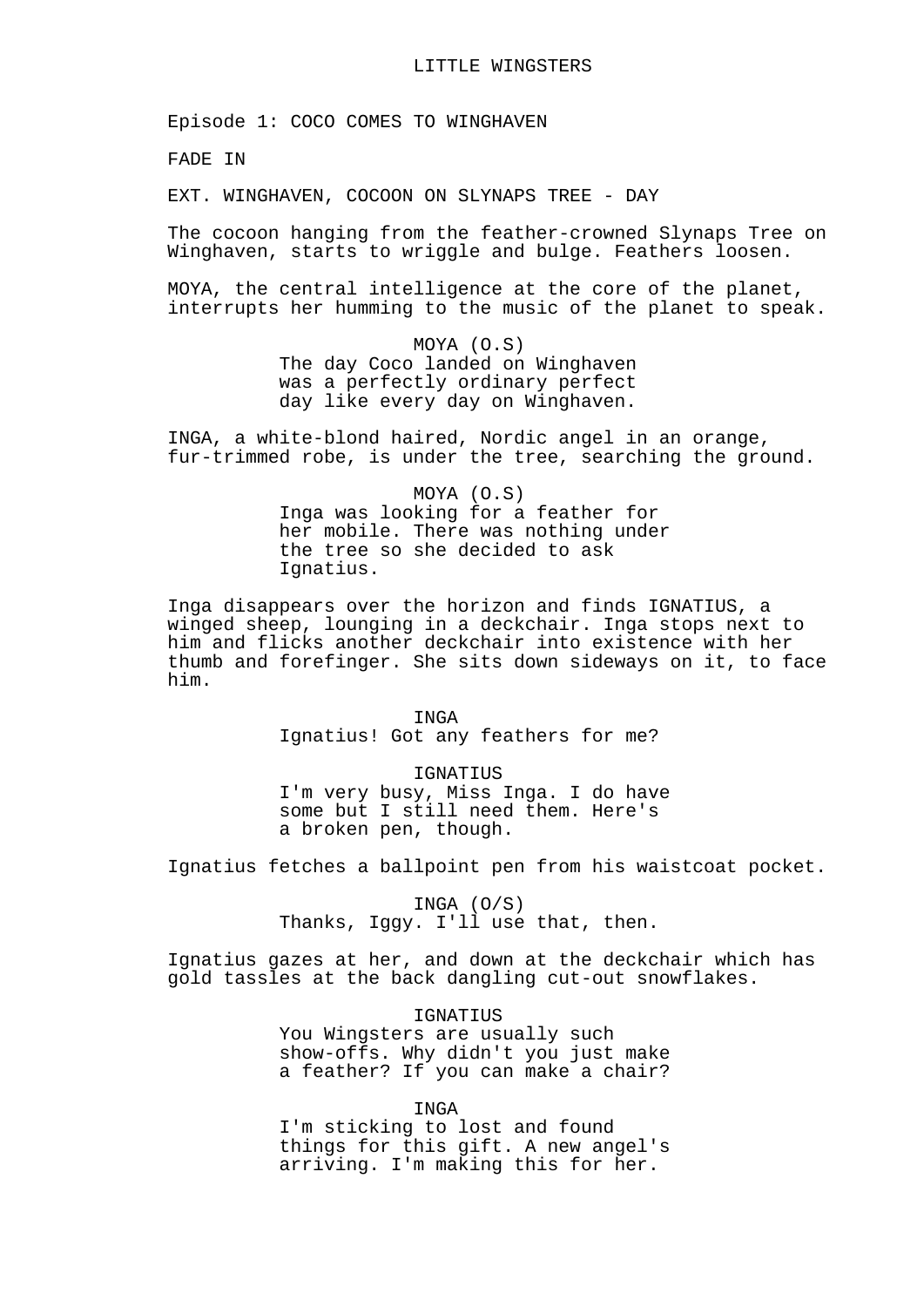LITTLE WINGSTERS

Episode 1: COCO COMES TO WINGHAVEN

FADE IN

EXT. WINGHAVEN, COCOON ON SLYNAPS TREE - DAY

The cocoon hanging from the feather-crowned Slynaps Tree on Winghaven, starts to wriggle and bulge. Feathers loosen.

MOYA, the central intelligence at the core of the planet, interrupts her humming to the music of the planet to speak.

MOYA (O.S)
The day Coco landed on Winghaven was a perfectly ordinary perfect day like every day on Winghaven.

INGA, a white-blond haired, Nordic angel in an orange, fur-trimmed robe, is under the tree, searching the ground.

MOYA (O.S)
Inga was looking for a feather for her mobile. There was nothing under the tree so she decided to ask Ignatius.

Inga disappears over the horizon and finds IGNATIUS, a winged sheep, lounging in a deckchair. Inga stops next to him and flicks another deckchair into existence with her thumb and forefinger. She sits down sideways on it, to face him.

INGA
Ignatius! Got any feathers for me?

IGNATIUS
I'm very busy, Miss Inga. I do have some but I still need them. Here's a broken pen, though.

Ignatius fetches a ballpoint pen from his waistcoat pocket.

INGA (O/S)
Thanks, Iggy. I'll use that, then.

Ignatius gazes at her, and down at the deckchair which has gold tassles at the back dangling cut-out snowflakes.

IGNATIUS
You Wingsters are usually such show-offs. Why didn't you just make a feather? If you can make a chair?

INGA
I'm sticking to lost and found things for this gift. A new angel's arriving. I'm making this for her.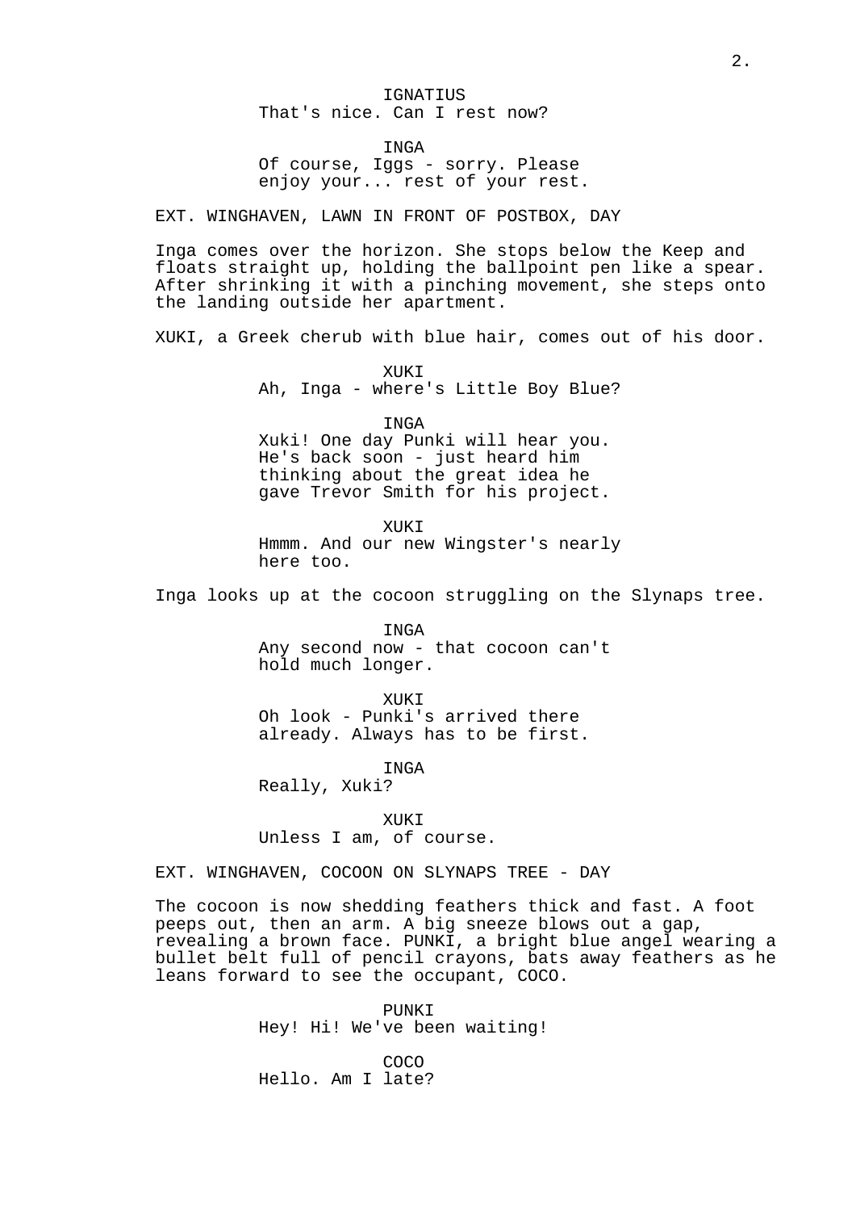IGNATIUS
That's nice. Can I rest now?

INGA
Of course, Iggs - sorry. Please enjoy your... rest of your rest.

EXT. WINGHAVEN, LAWN IN FRONT OF POSTBOX, DAY

Inga comes over the horizon. She stops below the Keep and floats straight up, holding the ballpoint pen like a spear. After shrinking it with a pinching movement, she steps onto the landing outside her apartment.

XUKI, a Greek cherub with blue hair, comes out of his door.

XUKI
Ah, Inga - where's Little Boy Blue?

INGA
Xuki! One day Punki will hear you. He's back soon - just heard him thinking about the great idea he gave Trevor Smith for his project.

XUKI
Hmmm. And our new Wingster's nearly here too.

Inga looks up at the cocoon struggling on the Slynaps tree.

INGA
Any second now - that cocoon can't hold much longer.

XUKI
Oh look - Punki's arrived there already. Always has to be first.

INGA
Really, Xuki?

XUKI
Unless I am, of course.

EXT. WINGHAVEN, COCOON ON SLYNAPS TREE - DAY

The cocoon is now shedding feathers thick and fast. A foot peeps out, then an arm. A big sneeze blows out a gap, revealing a brown face. PUNKI, a bright blue angel wearing a bullet belt full of pencil crayons, bats away feathers as he leans forward to see the occupant, COCO.

PUNKI
Hey! Hi! We've been waiting!

COCO
Hello. Am I late?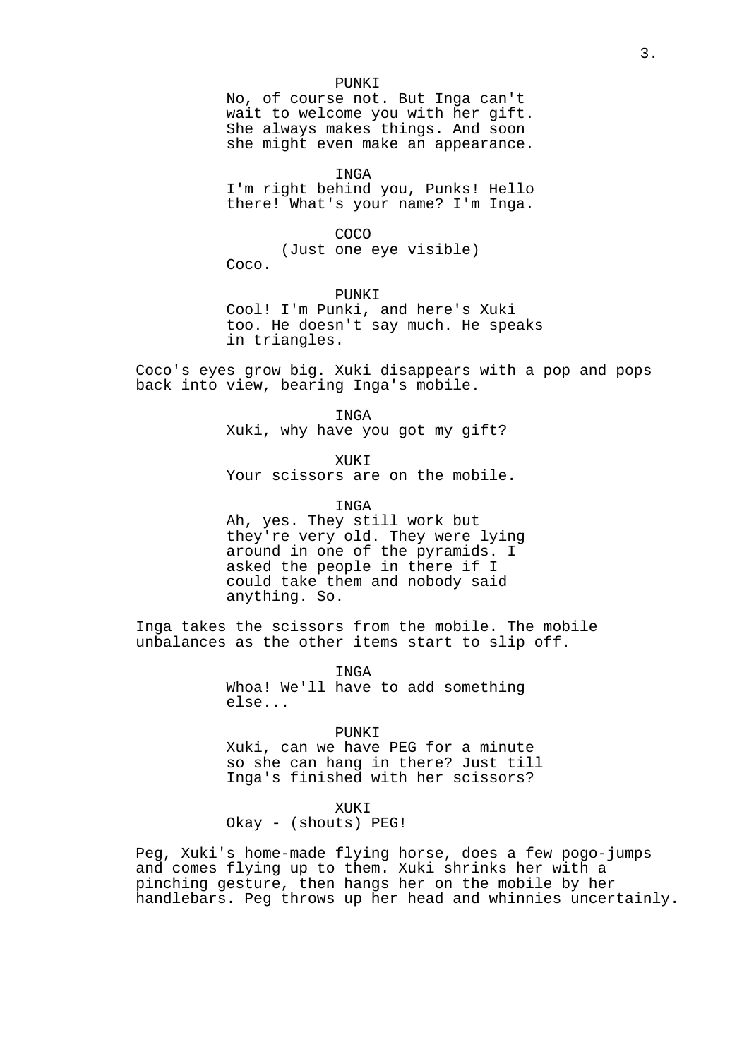PUNKI

No, of course not. But Inga can't wait to welcome you with her gift. She always makes things. And soon she might even make an appearance.

INGA

I'm right behind you, Punks! Hello there! What's your name? I'm Inga.

COCO

(Just one eye visible)

Coco.

PUNKI

Cool! I'm Punki, and here's Xuki too. He doesn't say much. He speaks in triangles.

Coco's eyes grow big. Xuki disappears with a pop and pops back into view, bearing Inga's mobile.

INGA

Xuki, why have you got my gift?

XUKI

Your scissors are on the mobile.

INGA

Ah, yes. They still work but they're very old. They were lying around in one of the pyramids. I asked the people in there if I could take them and nobody said anything. So.

Inga takes the scissors from the mobile. The mobile unbalances as the other items start to slip off.

INGA

Whoa! We'll have to add something else...

PUNKI

Xuki, can we have PEG for a minute so she can hang in there? Just till Inga's finished with her scissors?

XUKI

Okay - (shouts) PEG!

Peg, Xuki's home-made flying horse, does a few pogo-jumps and comes flying up to them. Xuki shrinks her with a pinching gesture, then hangs her on the mobile by her handlebars. Peg throws up her head and whinnies uncertainly.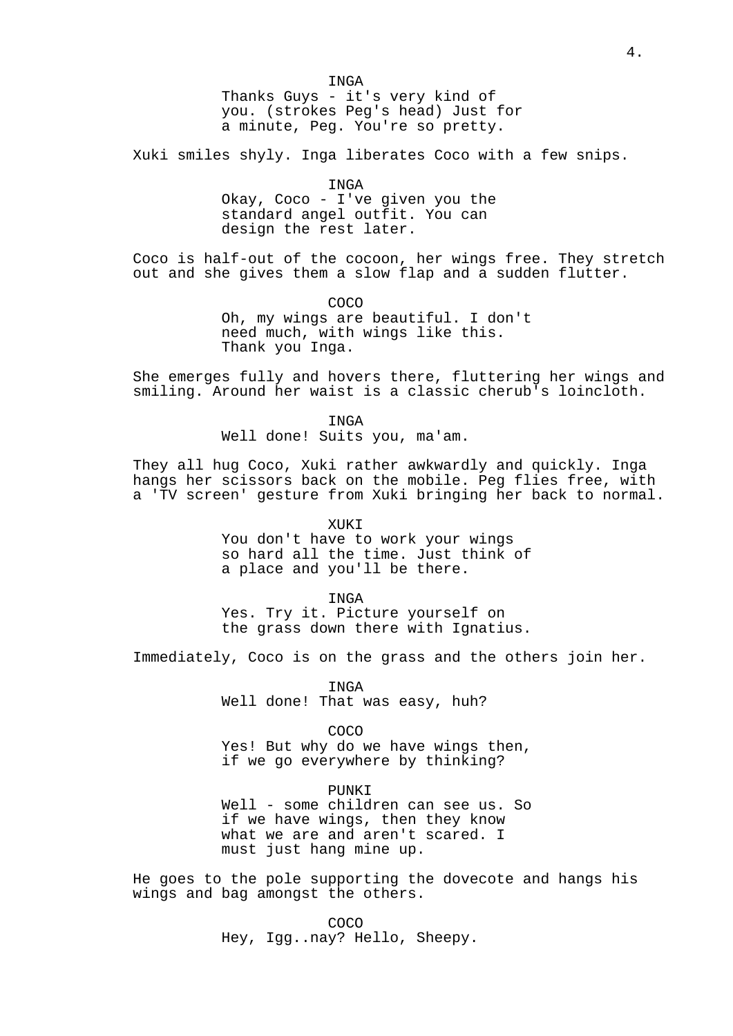INGA

Thanks Guys - it's very kind of you. (strokes Peg's head) Just for a minute, Peg. You're so pretty.

Xuki smiles shyly. Inga liberates Coco with a few snips.

INGA

Okay, Coco - I've given you the standard angel outfit. You can design the rest later.

Coco is half-out of the cocoon, her wings free. They stretch out and she gives them a slow flap and a sudden flutter.

COCO

Oh, my wings are beautiful. I don't need much, with wings like this. Thank you Inga.

She emerges fully and hovers there, fluttering her wings and smiling. Around her waist is a classic cherub's loincloth.

INGA

Well done! Suits you, ma'am.

They all hug Coco, Xuki rather awkwardly and quickly. Inga hangs her scissors back on the mobile. Peg flies free, with a 'TV screen' gesture from Xuki bringing her back to normal.

XUKI

You don't have to work your wings so hard all the time. Just think of a place and you'll be there.

INGA

Yes. Try it. Picture yourself on the grass down there with Ignatius.

Immediately, Coco is on the grass and the others join her.

INGA

Well done! That was easy, huh?

COCO

Yes! But why do we have wings then, if we go everywhere by thinking?

PUNKI

Well - some children can see us. So if we have wings, then they know what we are and aren't scared. I must just hang mine up.

He goes to the pole supporting the dovecote and hangs his wings and bag amongst the others.

COCO

Hey, Igg..nay? Hello, Sheepy.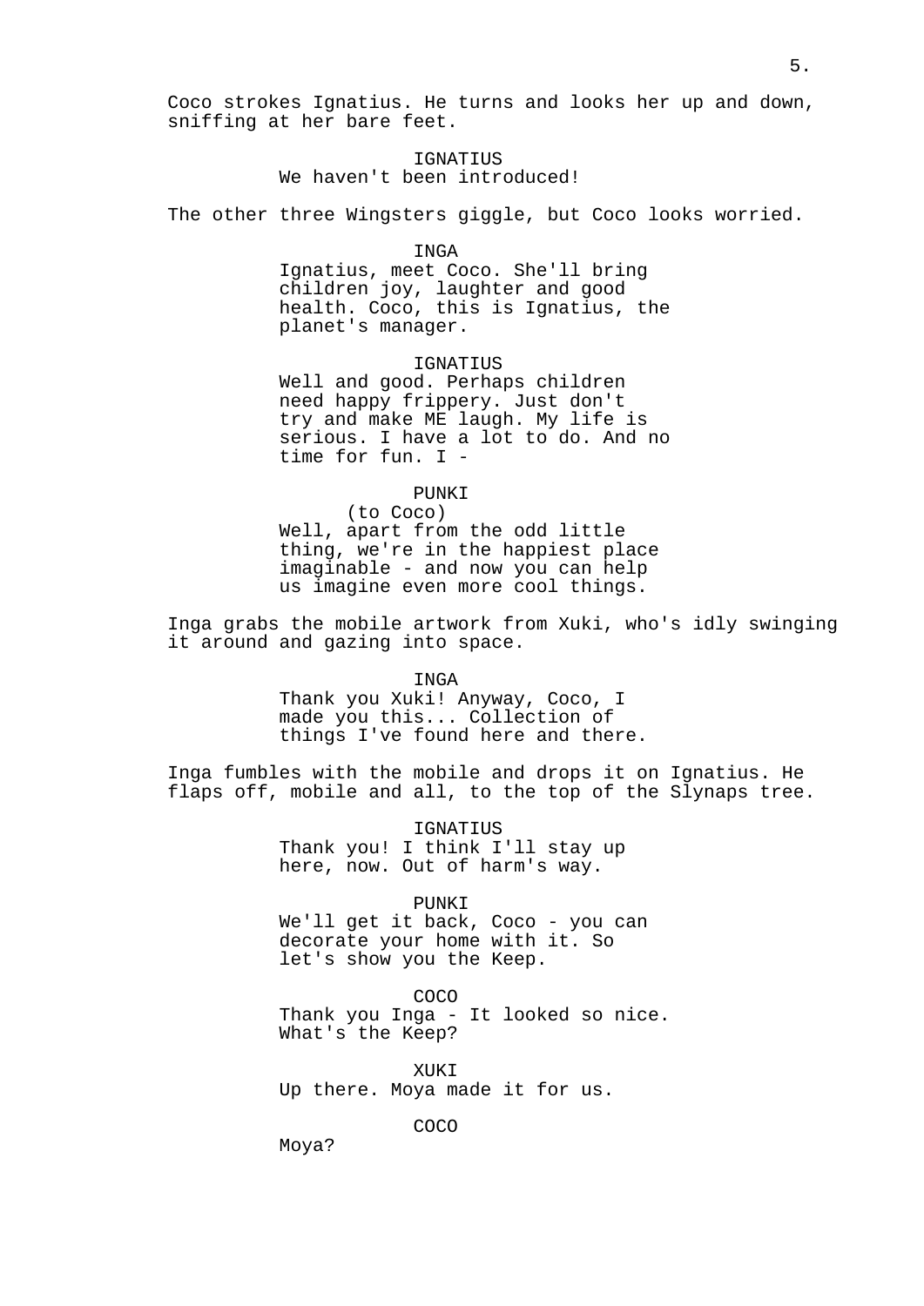Coco strokes Ignatius. He turns and looks her up and down, sniffing at her bare feet.

IGNATIUS
We haven't been introduced!

The other three Wingsters giggle, but Coco looks worried.

INGA
Ignatius, meet Coco. She'll bring children joy, laughter and good health. Coco, this is Ignatius, the planet's manager.

IGNATIUS
Well and good. Perhaps children need happy frippery. Just don't try and make ME laugh. My life is serious. I have a lot to do. And no time for fun. I -

PUNKI
(to Coco)
Well, apart from the odd little thing, we're in the happiest place imaginable - and now you can help us imagine even more cool things.

Inga grabs the mobile artwork from Xuki, who's idly swinging it around and gazing into space.

INGA
Thank you Xuki! Anyway, Coco, I made you this... Collection of things I've found here and there.

Inga fumbles with the mobile and drops it on Ignatius. He flaps off, mobile and all, to the top of the Slynaps tree.

IGNATIUS
Thank you! I think I'll stay up here, now. Out of harm's way.

PUNKI
We'll get it back, Coco - you can decorate your home with it. So let's show you the Keep.

COCO
Thank you Inga - It looked so nice. What's the Keep?

XUKI
Up there. Moya made it for us.

COCO
Moya?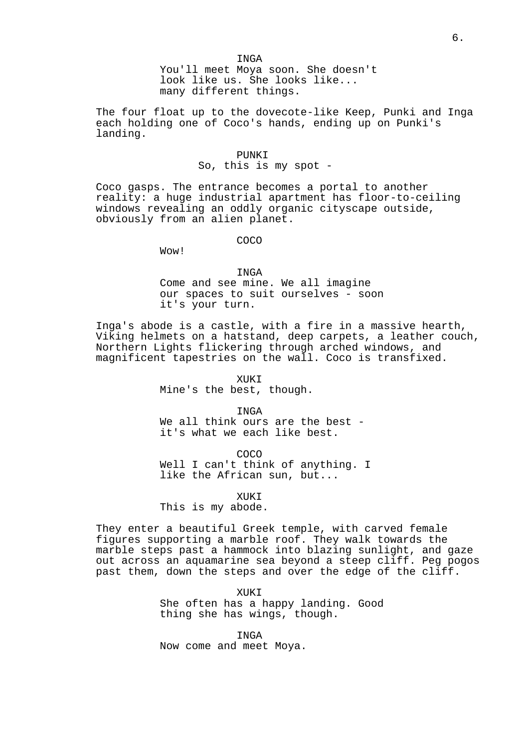INGA
You'll meet Moya soon. She doesn't look like us. She looks like... many different things.

The four float up to the dovecote-like Keep, Punki and Inga each holding one of Coco's hands, ending up on Punki's landing.

PUNKI
So, this is my spot -

Coco gasps. The entrance becomes a portal to another reality: a huge industrial apartment has floor-to-ceiling windows revealing an oddly organic cityscape outside, obviously from an alien planet.

COCO
Wow!

INGA
Come and see mine. We all imagine our spaces to suit ourselves - soon it's your turn.

Inga's abode is a castle, with a fire in a massive hearth, Viking helmets on a hatstand, deep carpets, a leather couch, Northern Lights flickering through arched windows, and magnificent tapestries on the wall. Coco is transfixed.

XUKI
Mine's the best, though.

INGA
We all think ours are the best - it's what we each like best.

COCO
Well I can't think of anything. I like the African sun, but...

XUKI
This is my abode.

They enter a beautiful Greek temple, with carved female figures supporting a marble roof. They walk towards the marble steps past a hammock into blazing sunlight, and gaze out across an aquamarine sea beyond a steep cliff. Peg pogos past them, down the steps and over the edge of the cliff.

XUKI
She often has a happy landing. Good thing she has wings, though.

INGA
Now come and meet Moya.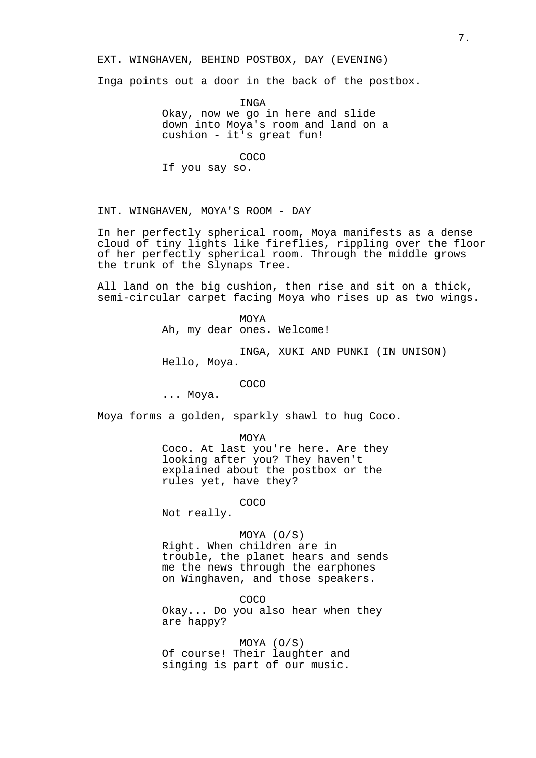EXT. WINGHAVEN, BEHIND POSTBOX, DAY (EVENING)

Inga points out a door in the back of the postbox.

INGA
Okay, now we go in here and slide down into Moya's room and land on a cushion - it's great fun!

COCO
If you say so.

INT. WINGHAVEN, MOYA'S ROOM - DAY

In her perfectly spherical room, Moya manifests as a dense cloud of tiny lights like fireflies, rippling over the floor of her perfectly spherical room. Through the middle grows the trunk of the Slynaps Tree.

All land on the big cushion, then rise and sit on a thick, semi-circular carpet facing Moya who rises up as two wings.

MOYA
Ah, my dear ones. Welcome!

INGA, XUKI AND PUNKI (IN UNISON)
Hello, Moya.

COCO
... Moya.

Moya forms a golden, sparkly shawl to hug Coco.

MOYA
Coco. At last you're here. Are they looking after you? They haven't explained about the postbox or the rules yet, have they?

COCO
Not really.

MOYA (O/S)
Right. When children are in trouble, the planet hears and sends me the news through the earphones on Winghaven, and those speakers.

COCO
Okay... Do you also hear when they are happy?

MOYA (O/S)
Of course! Their laughter and singing is part of our music.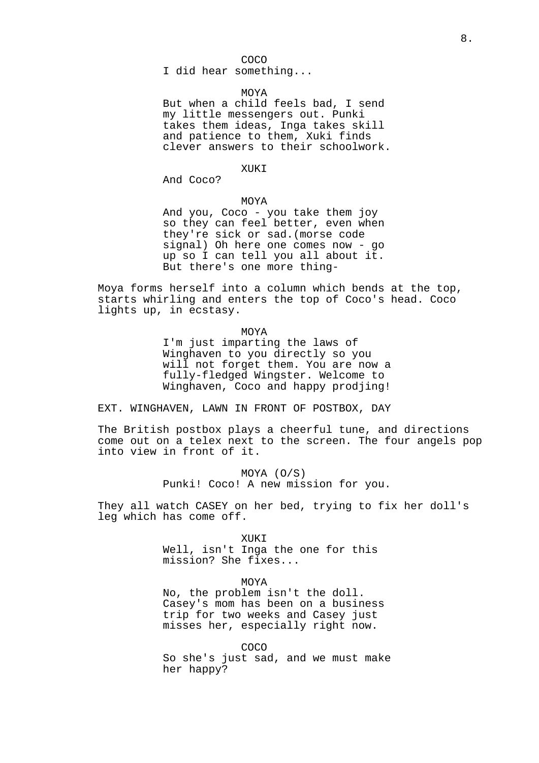COCO
I did hear something...

MOYA
But when a child feels bad, I send my little messengers out. Punki takes them ideas, Inga takes skill and patience to them, Xuki finds clever answers to their schoolwork.

XUKI
And Coco?

MOYA
And you, Coco - you take them joy so they can feel better, even when they're sick or sad.(morse code signal) Oh here one comes now - go up so I can tell you all about it. But there's one more thing-

Moya forms herself into a column which bends at the top, starts whirling and enters the top of Coco's head. Coco lights up, in ecstasy.

MOYA
I'm just imparting the laws of Winghaven to you directly so you will not forget them. You are now a fully-fledged Wingster. Welcome to Winghaven, Coco and happy prodjing!

EXT. WINGHAVEN, LAWN IN FRONT OF POSTBOX, DAY

The British postbox plays a cheerful tune, and directions come out on a telex next to the screen. The four angels pop into view in front of it.

MOYA (O/S)
Punki! Coco! A new mission for you.

They all watch CASEY on her bed, trying to fix her doll's leg which has come off.

XUKI
Well, isn't Inga the one for this mission? She fixes...

MOYA
No, the problem isn't the doll. Casey's mom has been on a business trip for two weeks and Casey just misses her, especially right now.

COCO
So she's just sad, and we must make her happy?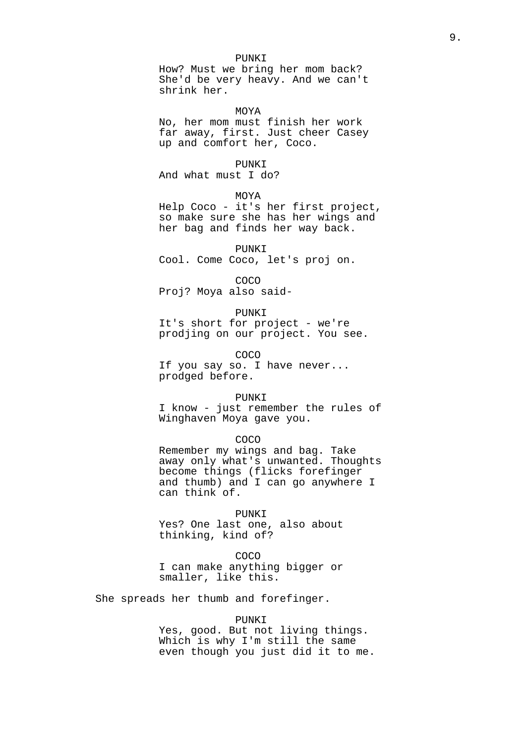PUNKI
How? Must we bring her mom back? She'd be very heavy. And we can't shrink her.

MOYA
No, her mom must finish her work far away, first. Just cheer Casey up and comfort her, Coco.

PUNKI
And what must I do?

MOYA
Help Coco - it's her first project, so make sure she has her wings and her bag and finds her way back.

PUNKI
Cool. Come Coco, let's proj on.

COCO
Proj? Moya also said-

PUNKI
It's short for project - we're prodjing on our project. You see.

COCO
If you say so. I have never... prodged before.

PUNKI
I know - just remember the rules of Winghaven Moya gave you.

COCO
Remember my wings and bag. Take away only what's unwanted. Thoughts become things (flicks forefinger and thumb) and I can go anywhere I can think of.

PUNKI
Yes? One last one, also about thinking, kind of?

COCO
I can make anything bigger or smaller, like this.

She spreads her thumb and forefinger.

PUNKI
Yes, good. But not living things. Which is why I'm still the same even though you just did it to me.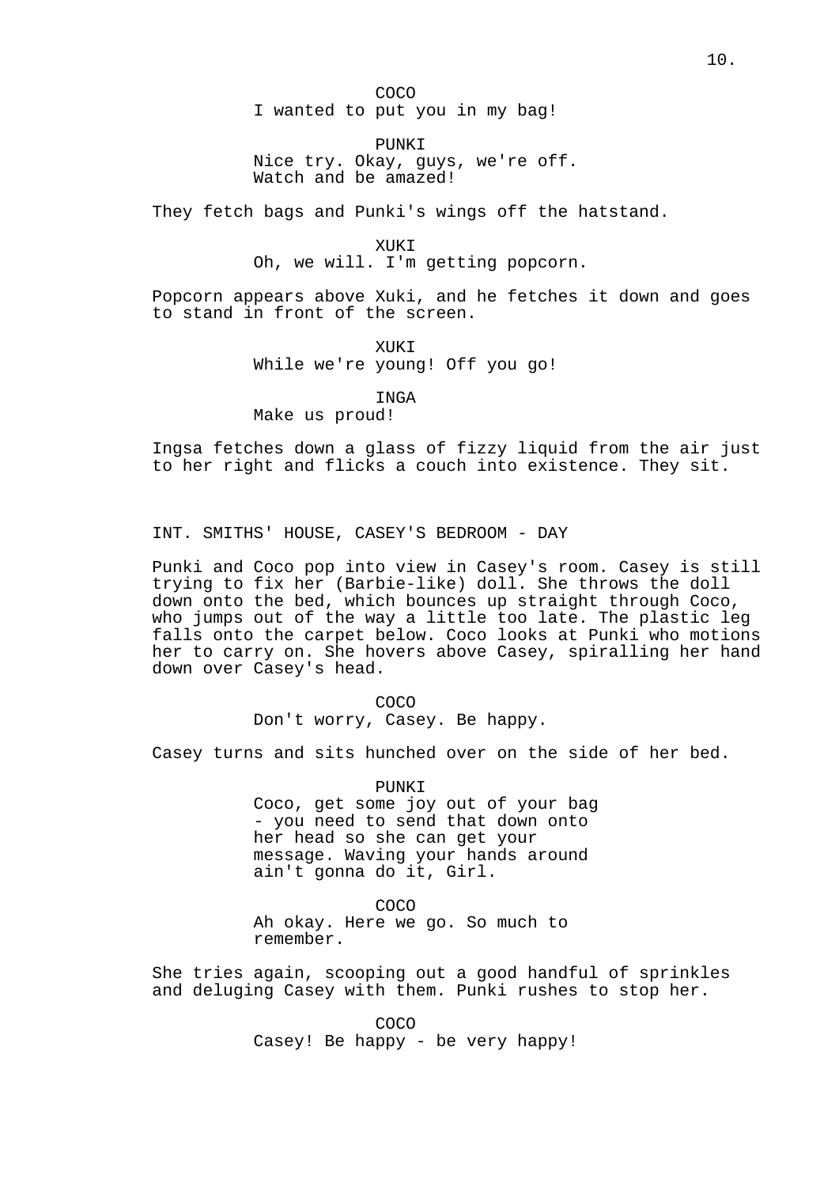COCO
I wanted to put you in my bag!

PUNKI
Nice try. Okay, guys, we're off.
Watch and be amazed!

They fetch bags and Punki's wings off the hatstand.

XUKI
Oh, we will. I'm getting popcorn.

Popcorn appears above Xuki, and he fetches it down and goes to stand in front of the screen.

XUKI
While we're young! Off you go!

INGA
Make us proud!

Ingsa fetches down a glass of fizzy liquid from the air just to her right and flicks a couch into existence. They sit.

INT. SMITHS' HOUSE, CASEY'S BEDROOM - DAY

Punki and Coco pop into view in Casey's room. Casey is still trying to fix her (Barbie-like) doll. She throws the doll down onto the bed, which bounces up straight through Coco, who jumps out of the way a little too late. The plastic leg falls onto the carpet below. Coco looks at Punki who motions her to carry on. She hovers above Casey, spiralling her hand down over Casey's head.

COCO
Don't worry, Casey. Be happy.

Casey turns and sits hunched over on the side of her bed.

PUNKI
Coco, get some joy out of your bag - you need to send that down onto her head so she can get your message. Waving your hands around ain't gonna do it, Girl.

COCO
Ah okay. Here we go. So much to remember.

She tries again, scooping out a good handful of sprinkles and deluging Casey with them. Punki rushes to stop her.

COCO
Casey! Be happy - be very happy!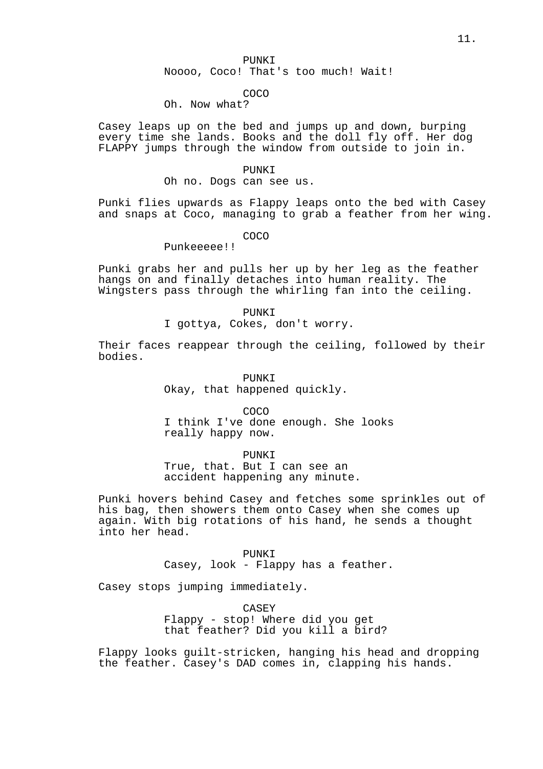PUNKI
Noooo, Coco! That's too much! Wait!

COCO
Oh. Now what?

Casey leaps up on the bed and jumps up and down, burping every time she lands. Books and the doll fly off. Her dog FLAPPY jumps through the window from outside to join in.

PUNKI
Oh no. Dogs can see us.

Punki flies upwards as Flappy leaps onto the bed with Casey and snaps at Coco, managing to grab a feather from her wing.

COCO
Punkeeeee!!

Punki grabs her and pulls her up by her leg as the feather hangs on and finally detaches into human reality. The Wingsters pass through the whirling fan into the ceiling.

PUNKI
I gottya, Cokes, don't worry.

Their faces reappear through the ceiling, followed by their bodies.

PUNKI
Okay, that happened quickly.

COCO
I think I've done enough. She looks really happy now.

PUNKI
True, that. But I can see an accident happening any minute.

Punki hovers behind Casey and fetches some sprinkles out of his bag, then showers them onto Casey when she comes up again. With big rotations of his hand, he sends a thought into her head.

PUNKI
Casey, look - Flappy has a feather.

Casey stops jumping immediately.

CASEY
Flappy - stop! Where did you get that feather? Did you kill a bird?

Flappy looks guilt-stricken, hanging his head and dropping the feather. Casey's DAD comes in, clapping his hands.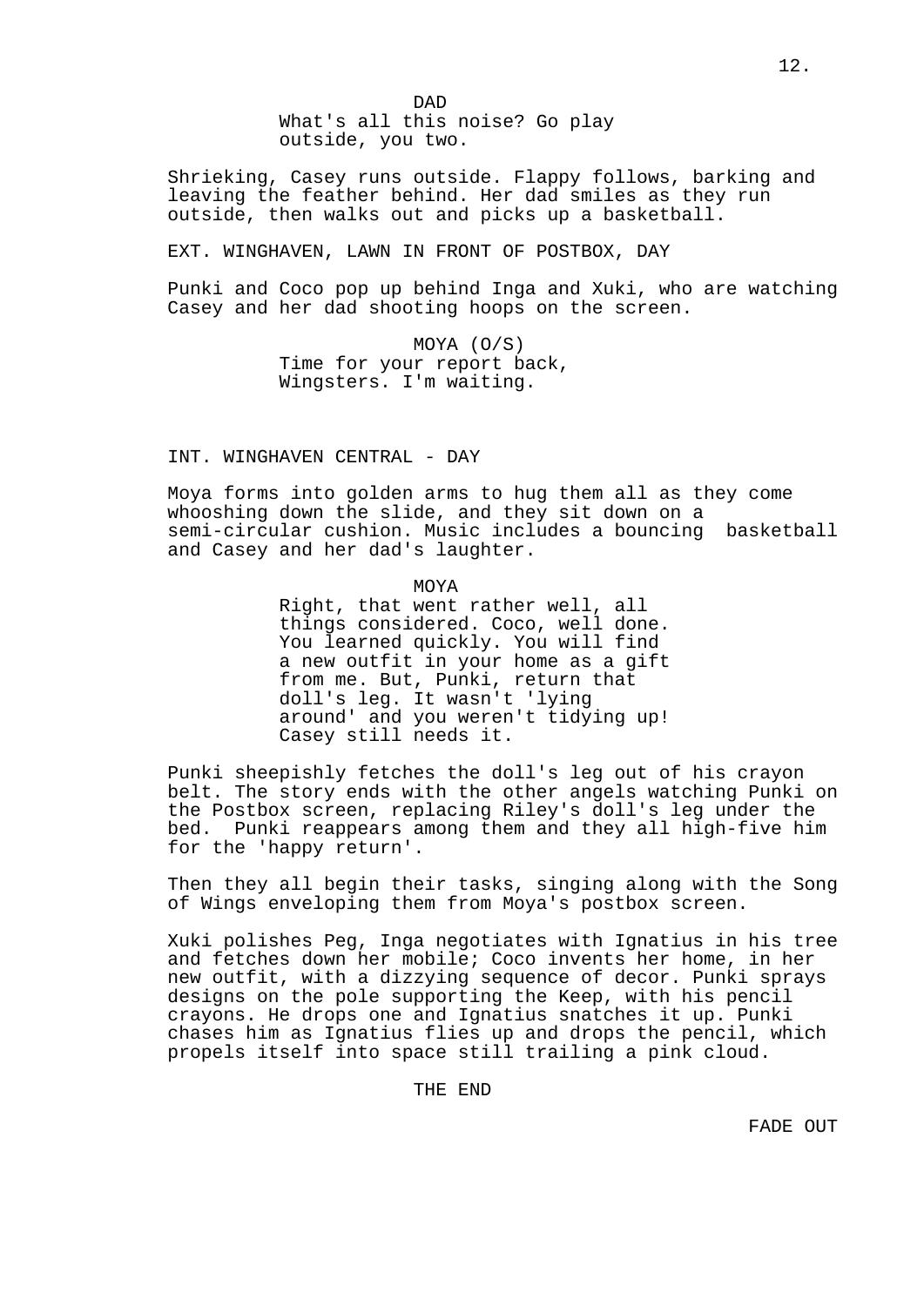DAD

What's all this noise? Go play outside, you two.

Shrieking, Casey runs outside. Flappy follows, barking and leaving the feather behind. Her dad smiles as they run outside, then walks out and picks up a basketball.

EXT. WINGHAVEN, LAWN IN FRONT OF POSTBOX, DAY

Punki and Coco pop up behind Inga and Xuki, who are watching Casey and her dad shooting hoops on the screen.

MOYA (O/S)

Time for your report back, Wingsters. I'm waiting.

INT. WINGHAVEN CENTRAL - DAY

Moya forms into golden arms to hug them all as they come whooshing down the slide, and they sit down on a semi-circular cushion. Music includes a bouncing basketball and Casey and her dad's laughter.

MOYA

Right, that went rather well, all things considered. Coco, well done. You learned quickly. You will find a new outfit in your home as a gift from me. But, Punki, return that doll's leg. It wasn't 'lying around' and you weren't tidying up! Casey still needs it.

Punki sheepishly fetches the doll's leg out of his crayon belt. The story ends with the other angels watching Punki on the Postbox screen, replacing Riley's doll's leg under the bed. Punki reappears among them and they all high-five him for the 'happy return'.

Then they all begin their tasks, singing along with the Song of Wings enveloping them from Moya's postbox screen.

Xuki polishes Peg, Inga negotiates with Ignatius in his tree and fetches down her mobile; Coco invents her home, in her new outfit, with a dizzying sequence of decor. Punki sprays designs on the pole supporting the Keep, with his pencil crayons. He drops one and Ignatius snatches it up. Punki chases him as Ignatius flies up and drops the pencil, which propels itself into space still trailing a pink cloud.

THE END

FADE OUT